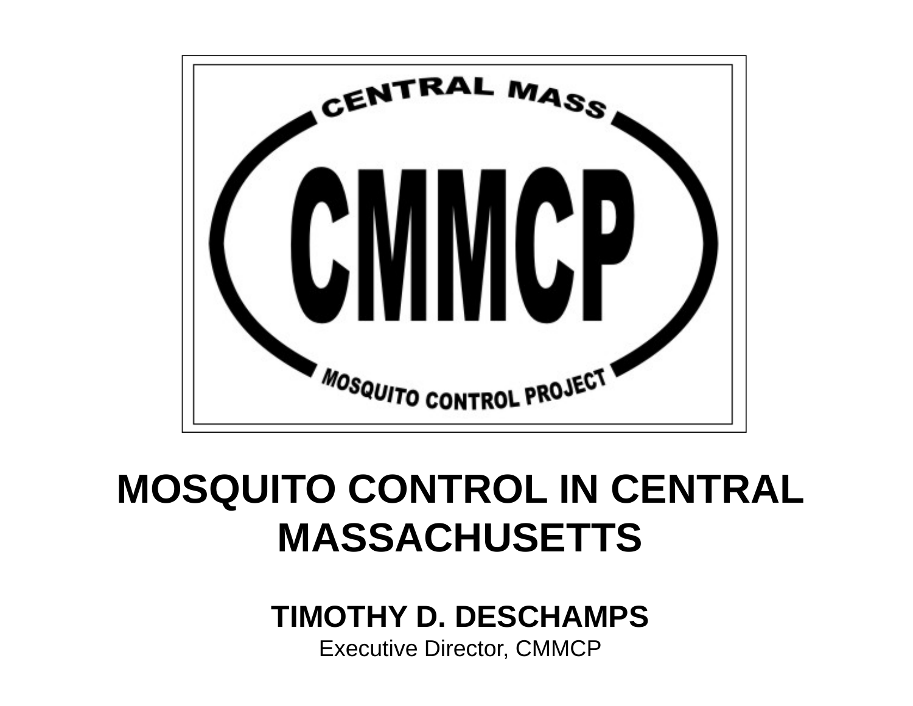CENTRAL MASS

CMMCP

MOSQUITO CONTROL PROJECT

# MOSQUITO CONTROL IN CENTRAL MASSACHUSETTS

**TIMOTHY D. DESCHAMPS**

Executive Director, CMMCP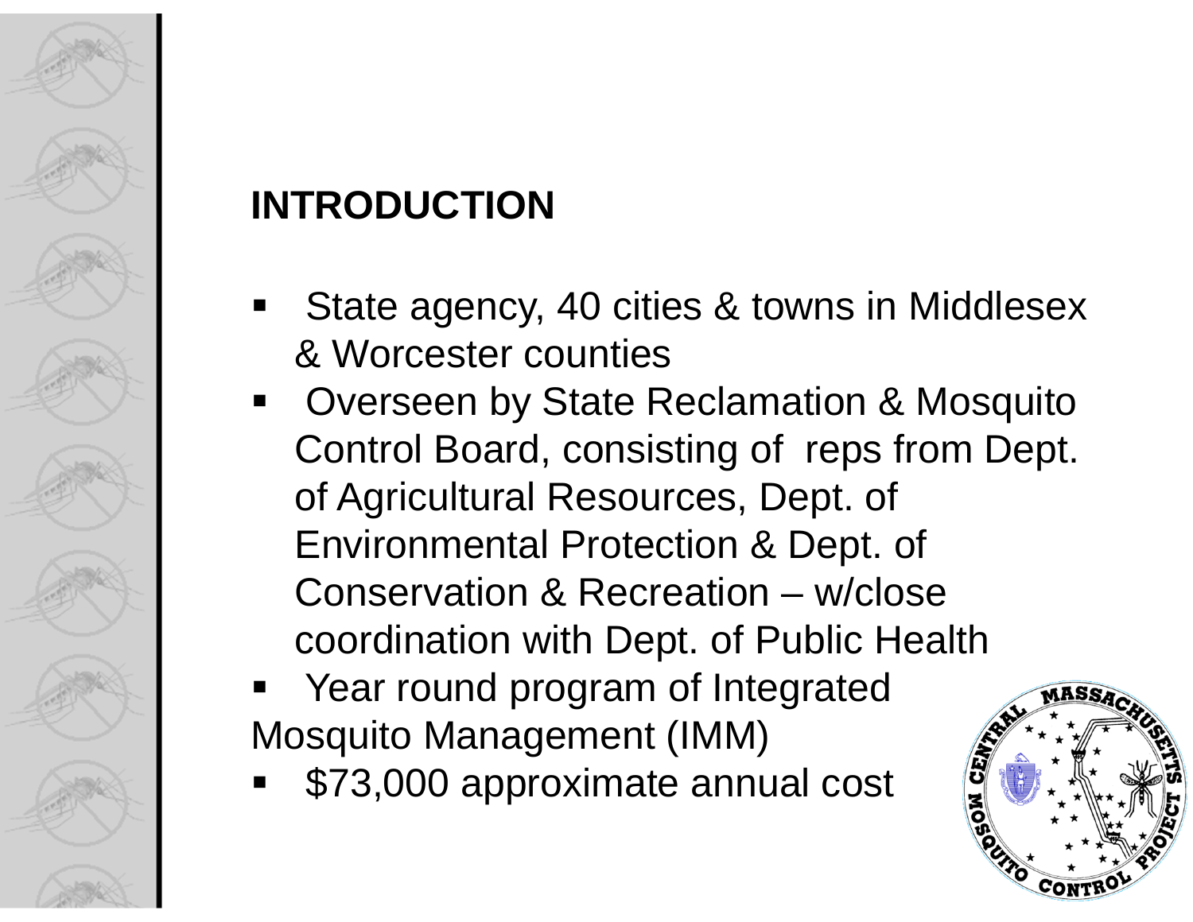## INTRODUCTION

- State agency, 40 cities & towns in Middlesex & Worcester counties
- Overseen by State Reclamation & Mosquito Control Board, consisting of reps from Dept. of Agricultural Resources, Dept. of Environmental Protection & Dept. of Conservation & Recreation – w/close coordination with Dept. of Public Health
- Year round program of Integrated Mosquito Management (IMM)
- $73,000 approximate annual cost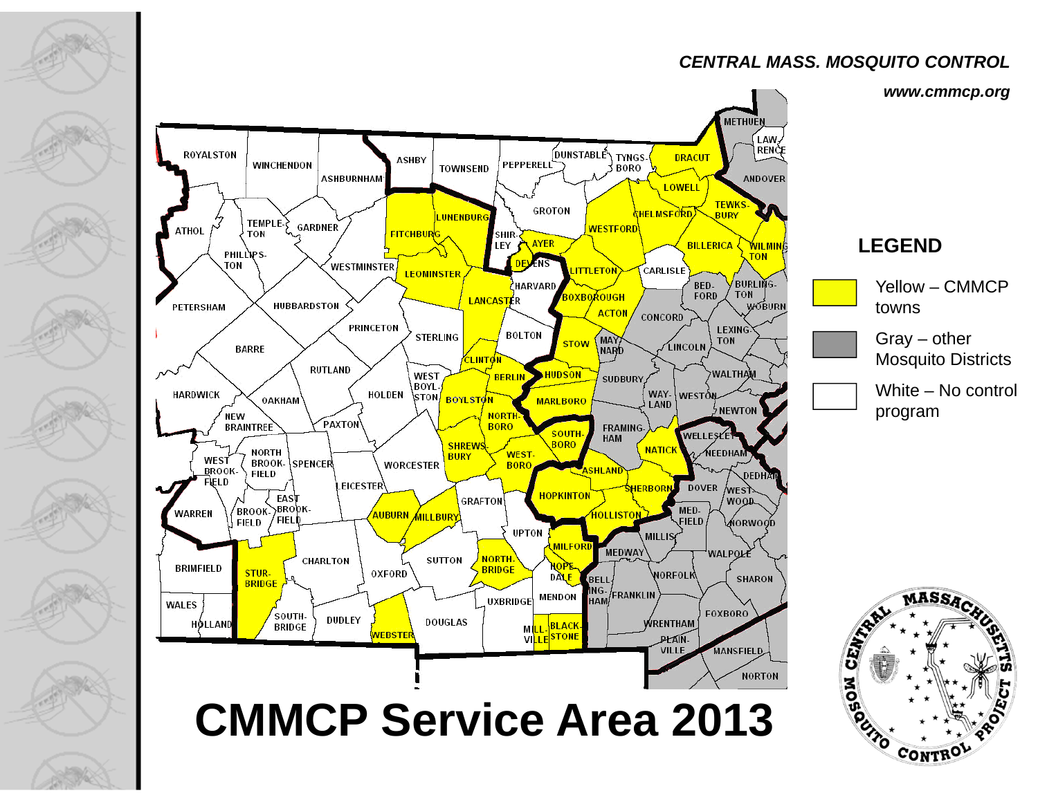*CENTRAL MASS. MOSQUITO CONTROL*

*www.cmmcp.org*

## LEGEND

- Yellow – CMMCP towns
- Gray – other Mosquito Districts
- White – No control program

# CMMCP Service Area 2013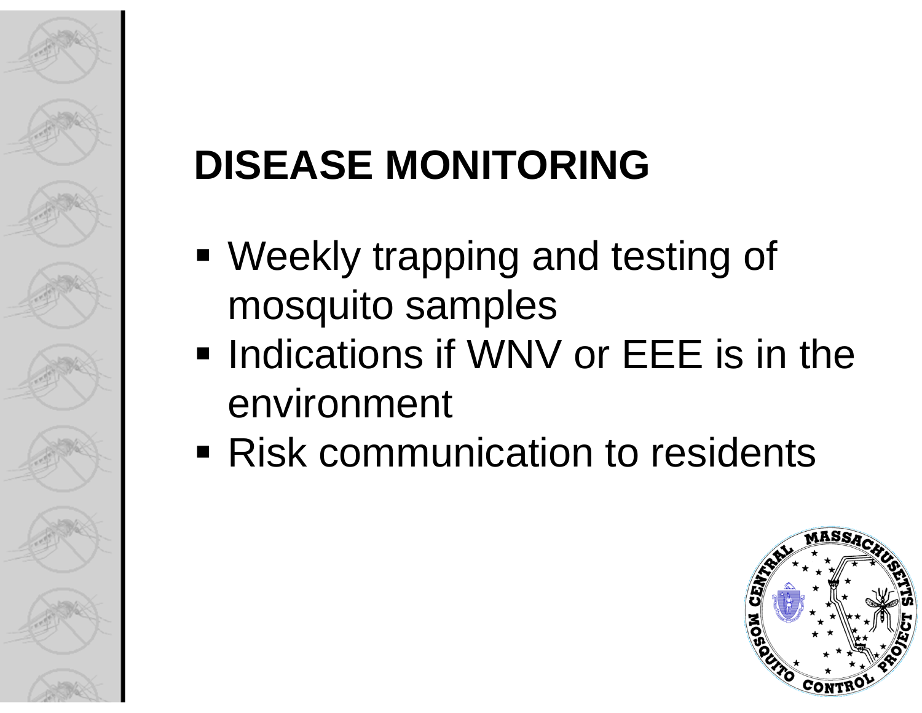# DISEASE MONITORING

- Weekly trapping and testing of mosquito samples
- Indications if WNV or EEE is in the environment
- Risk communication to residents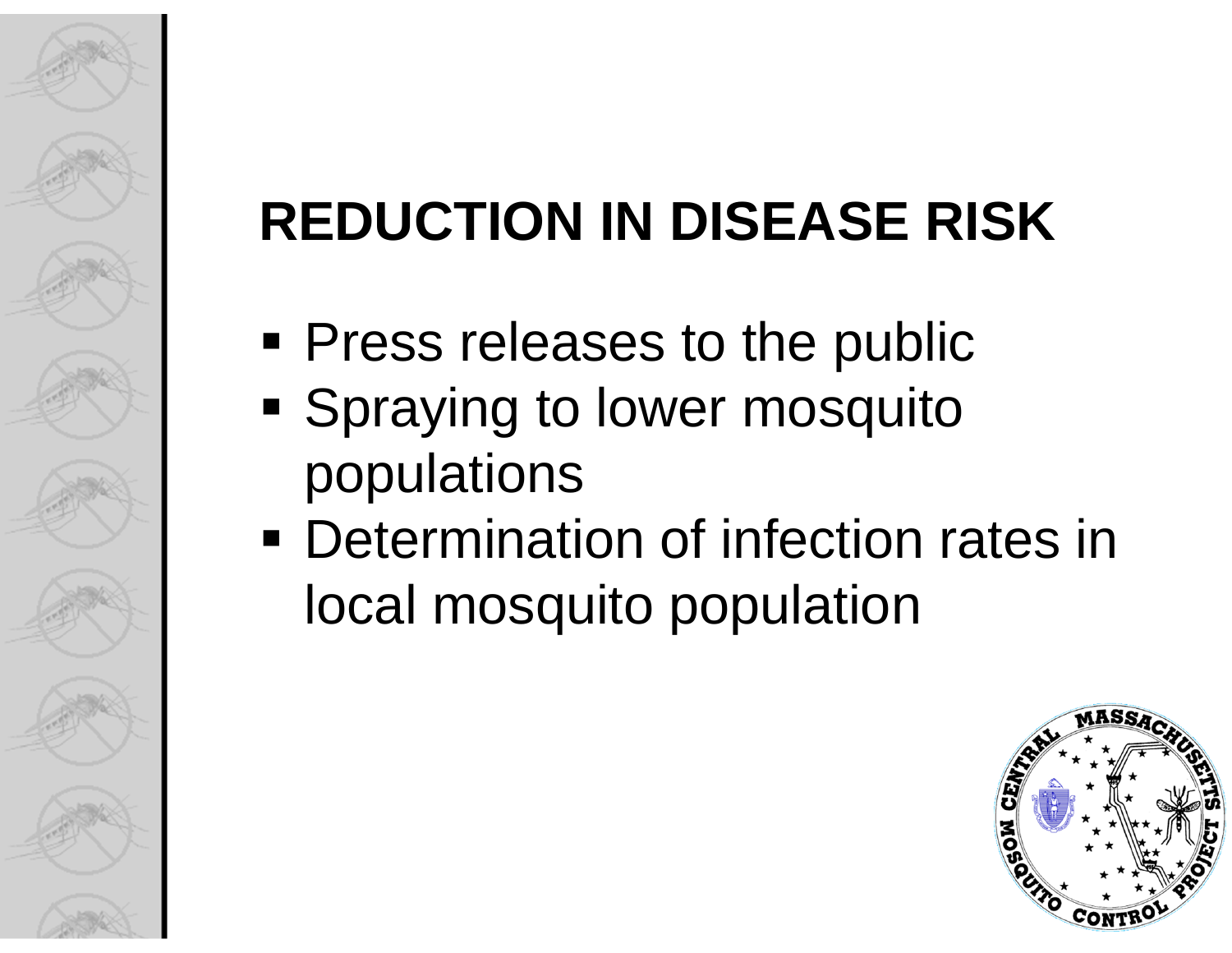# REDUCTION IN DISEASE RISK

- Press releases to the public
- Spraying to lower mosquito populations
- Determination of infection rates in local mosquito population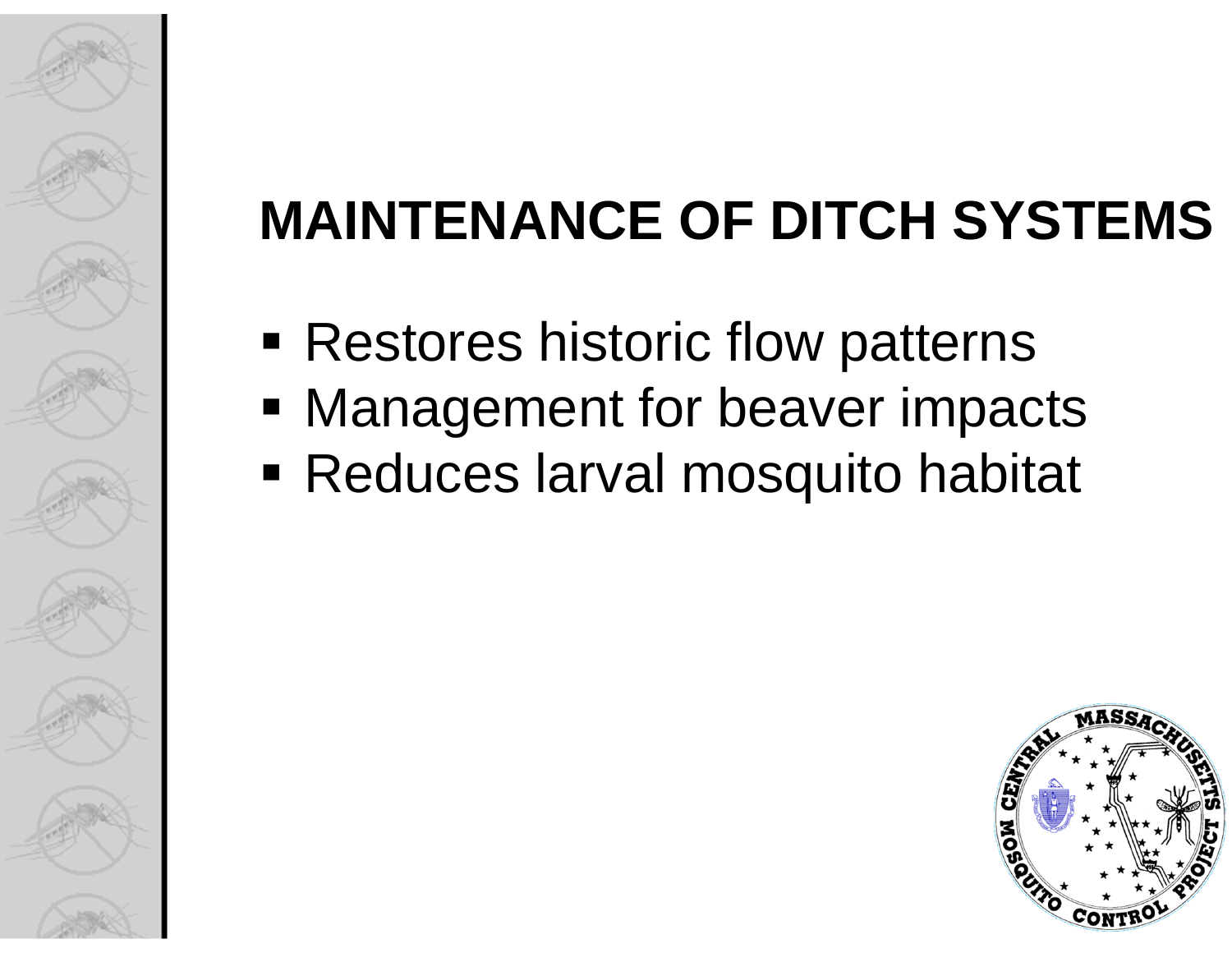# MAINTENANCE OF DITCH SYSTEMS

- Restores historic flow patterns
- Management for beaver impacts
- Reduces larval mosquito habitat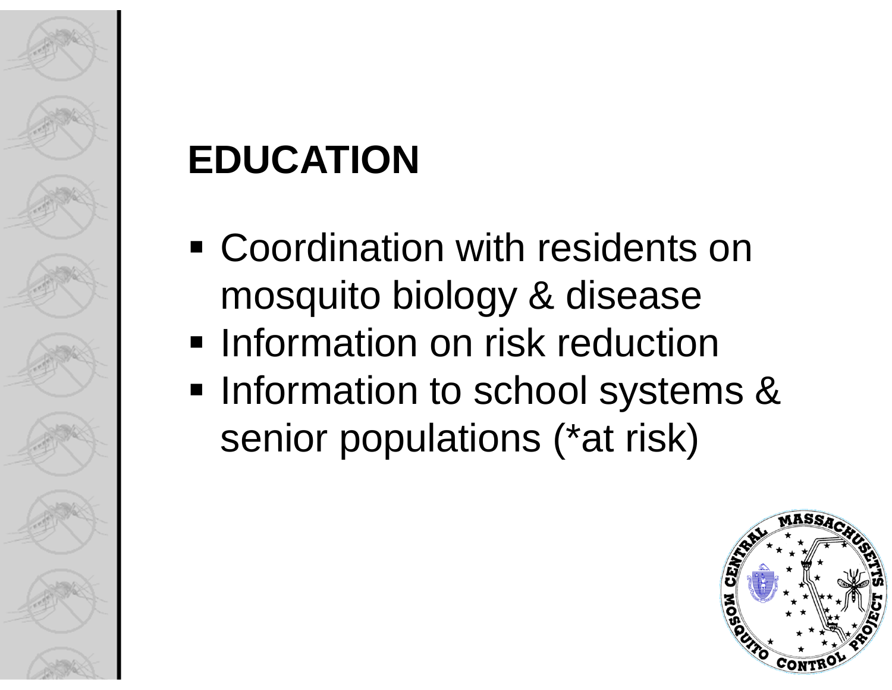# EDUCATION

- Coordination with residents on mosquito biology & disease
- Information on risk reduction
- Information to school systems & senior populations (*at risk)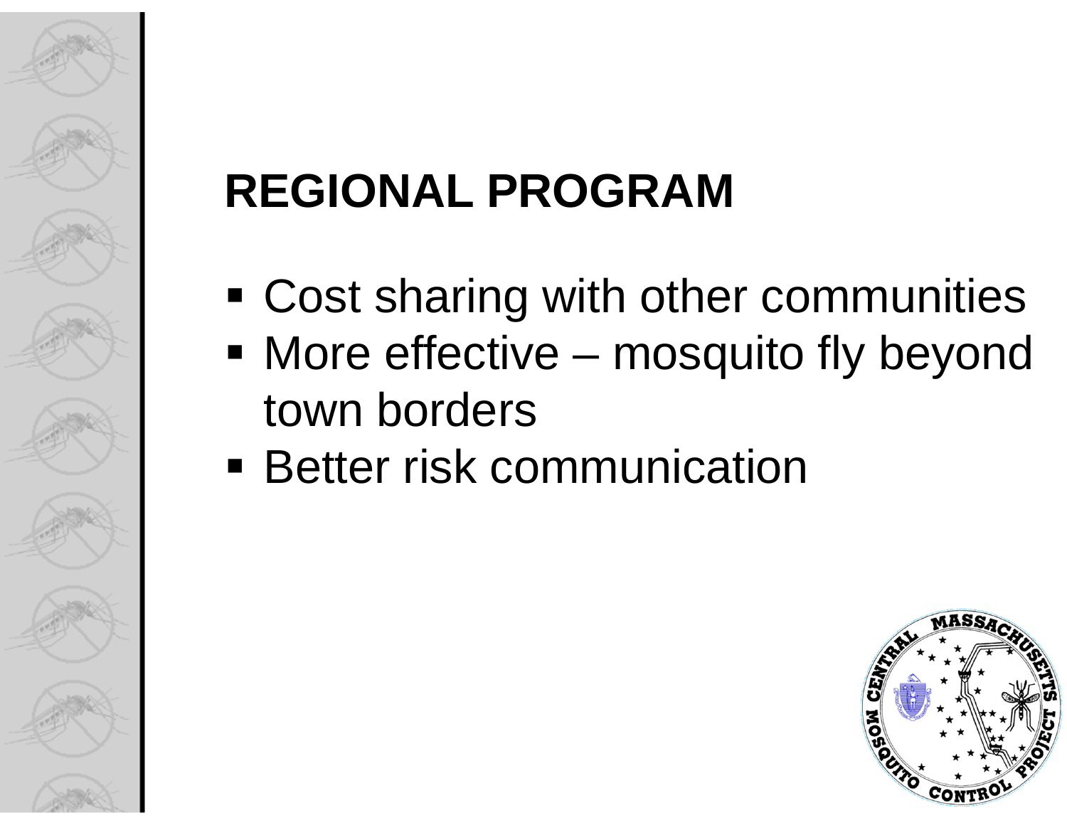# REGIONAL PROGRAM

- Cost sharing with other communities
- More effective – mosquito fly beyond town borders
- Better risk communication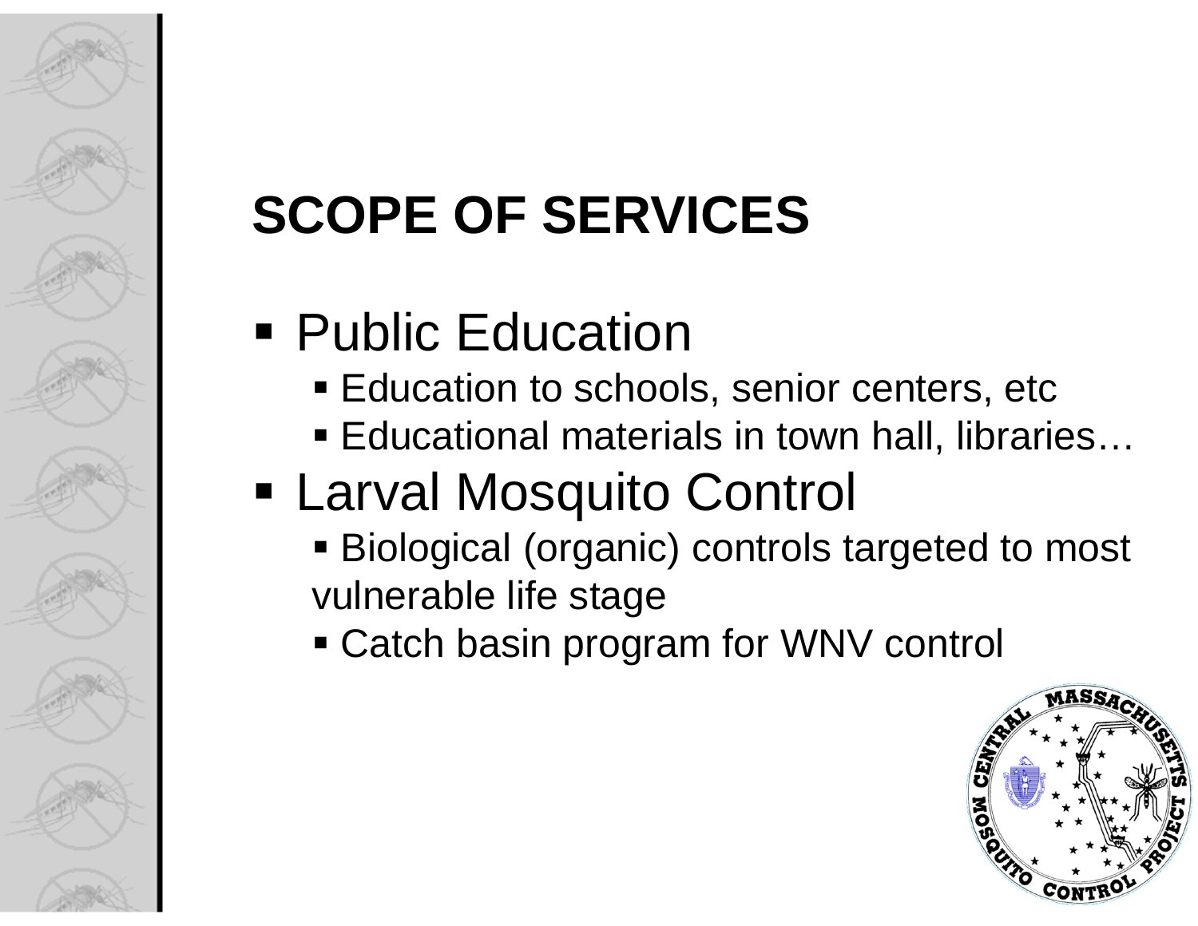# SCOPE OF SERVICES

- Public Education
  - Education to schools, senior centers, etc
  - Educational materials in town hall, libraries…
- Larval Mosquito Control
  - Biological (organic) controls targeted to most vulnerable life stage
  - Catch basin program for WNV control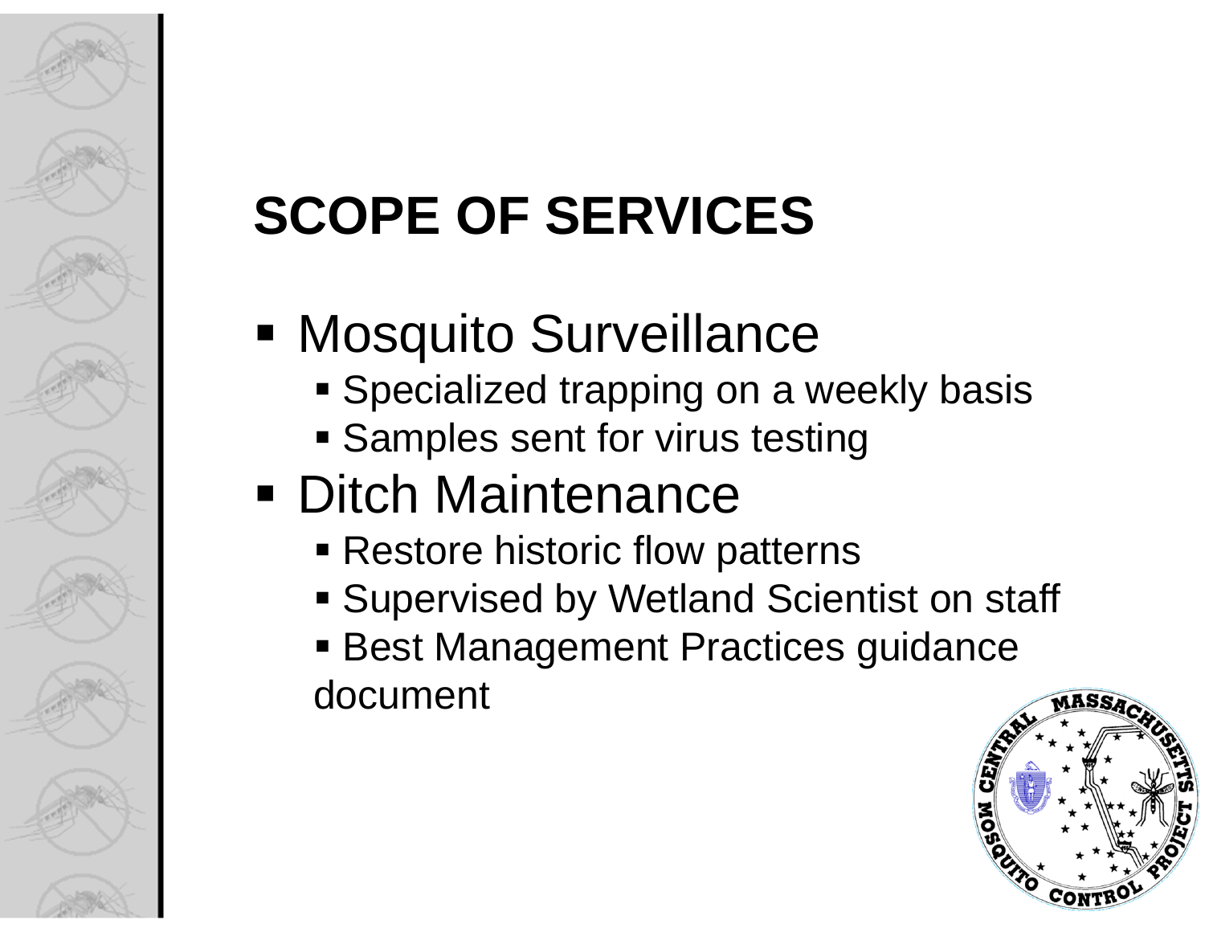# SCOPE OF SERVICES

- Mosquito Surveillance
  - Specialized trapping on a weekly basis
  - Samples sent for virus testing
- Ditch Maintenance
  - Restore historic flow patterns
  - Supervised by Wetland Scientist on staff
  - Best Management Practices guidance document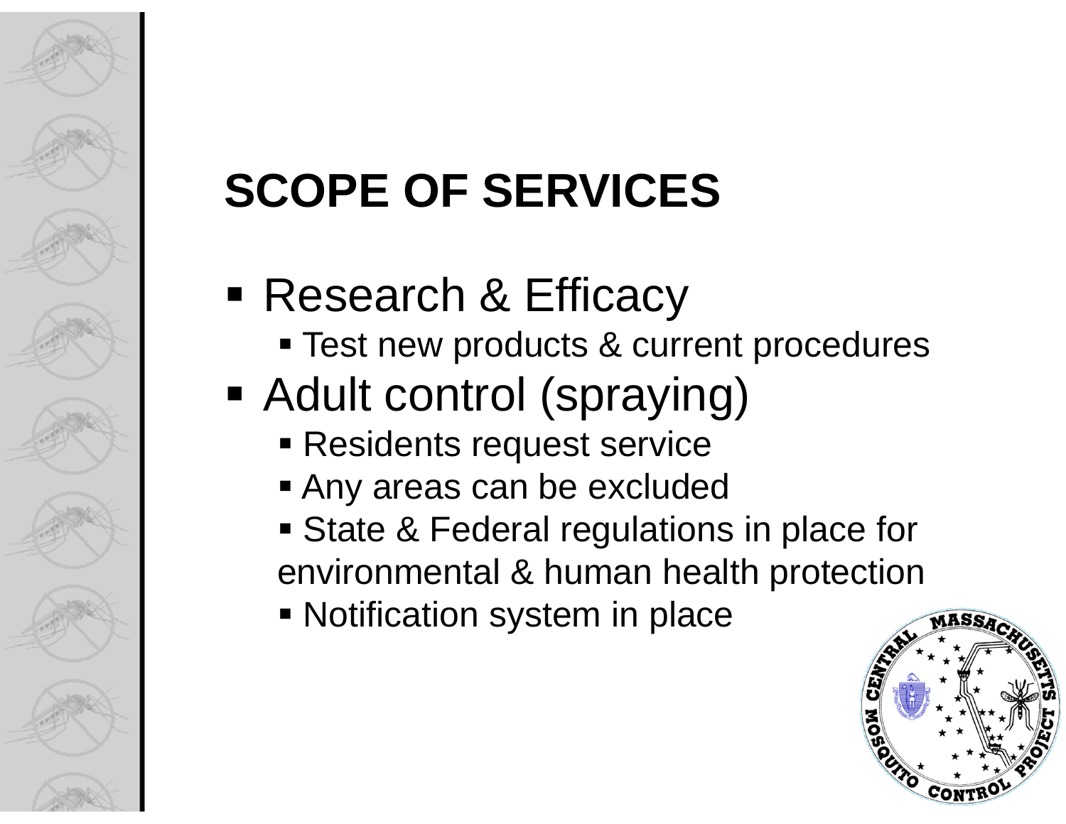# SCOPE OF SERVICES

- Research & Efficacy
  - Test new products & current procedures
- Adult control (spraying)
  - Residents request service
  - Any areas can be excluded
  - State & Federal regulations in place for environmental & human health protection
  - Notification system in place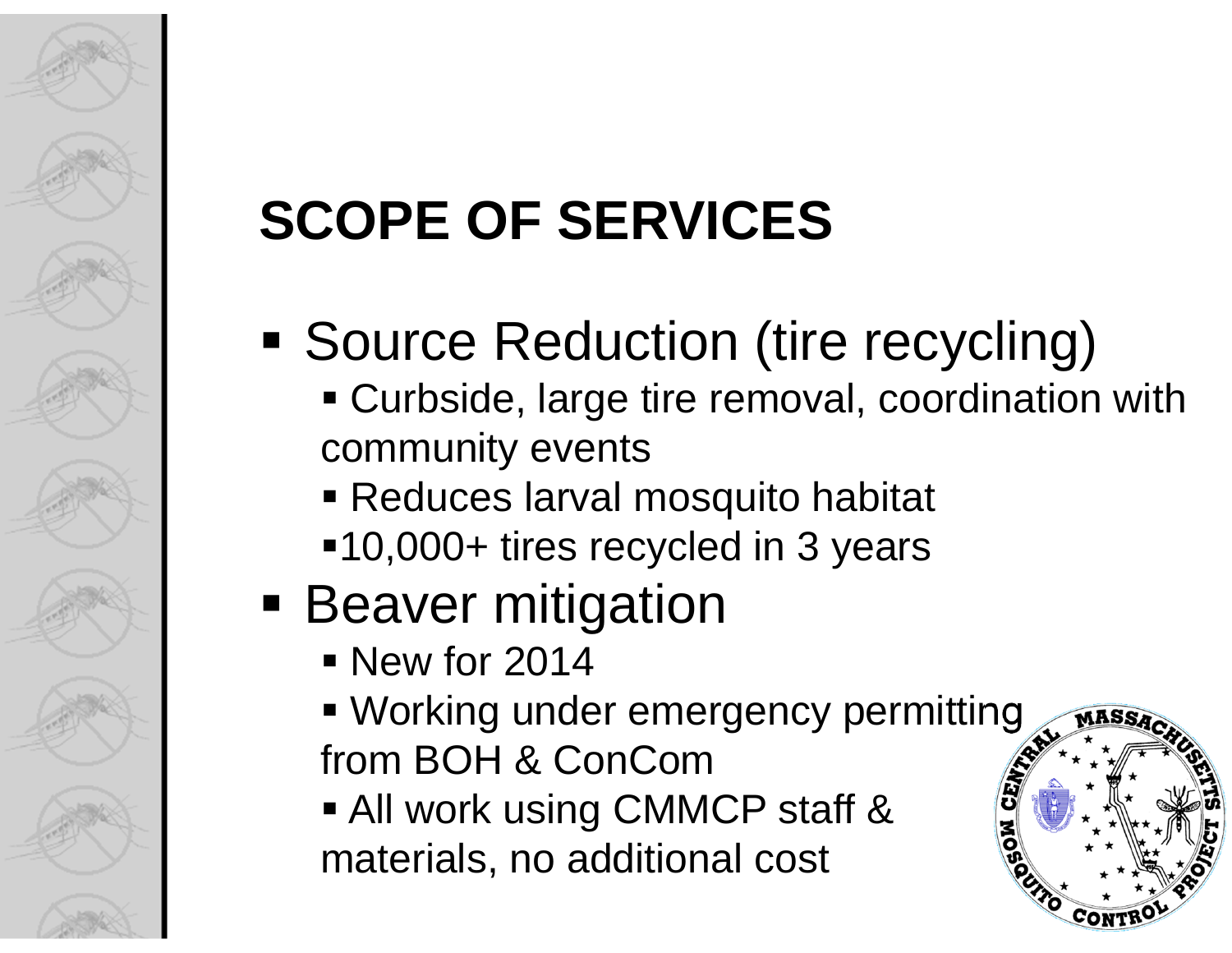# SCOPE OF SERVICES

- Source Reduction (tire recycling)
  - Curbside, large tire removal, coordination with community events
  - Reduces larval mosquito habitat
  - 10,000+ tires recycled in 3 years
- Beaver mitigation
  - New for 2014
  - Working under emergency permitting from BOH & ConCom
  - All work using CMMCP staff & materials, no additional cost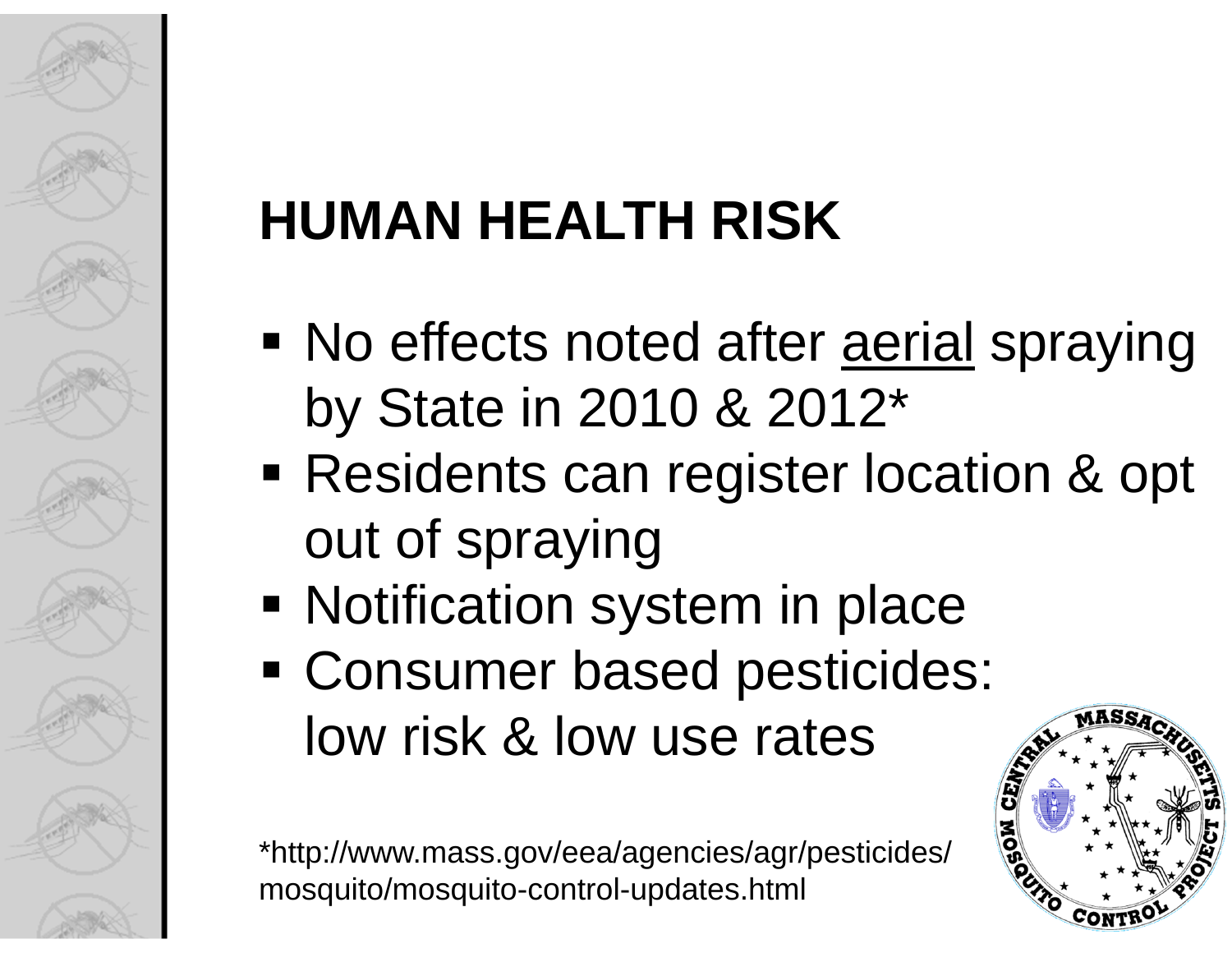# HUMAN HEALTH RISK

- No effects noted after <u>aerial</u> spraying by State in 2010 & 2012*
- Residents can register location & opt out of spraying
- Notification system in place
- Consumer based pesticides: low risk & low use rates

*http://www.mass.gov/eea/agencies/agr/pesticides/mosquito/mosquito-control-updates.html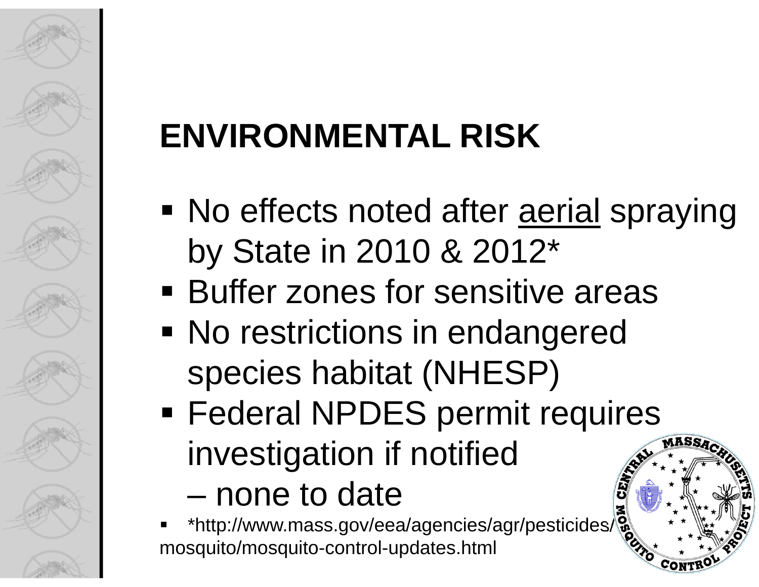# ENVIRONMENTAL RISK

- No effects noted after <u>aerial</u> spraying by State in 2010 & 2012*
- Buffer zones for sensitive areas
- No restrictions in endangered species habitat (NHESP)
- Federal NPDES permit requires investigation if notified
  - none to date
- *http://www.mass.gov/eea/agencies/agr/pesticides/mosquito/mosquito-control-updates.html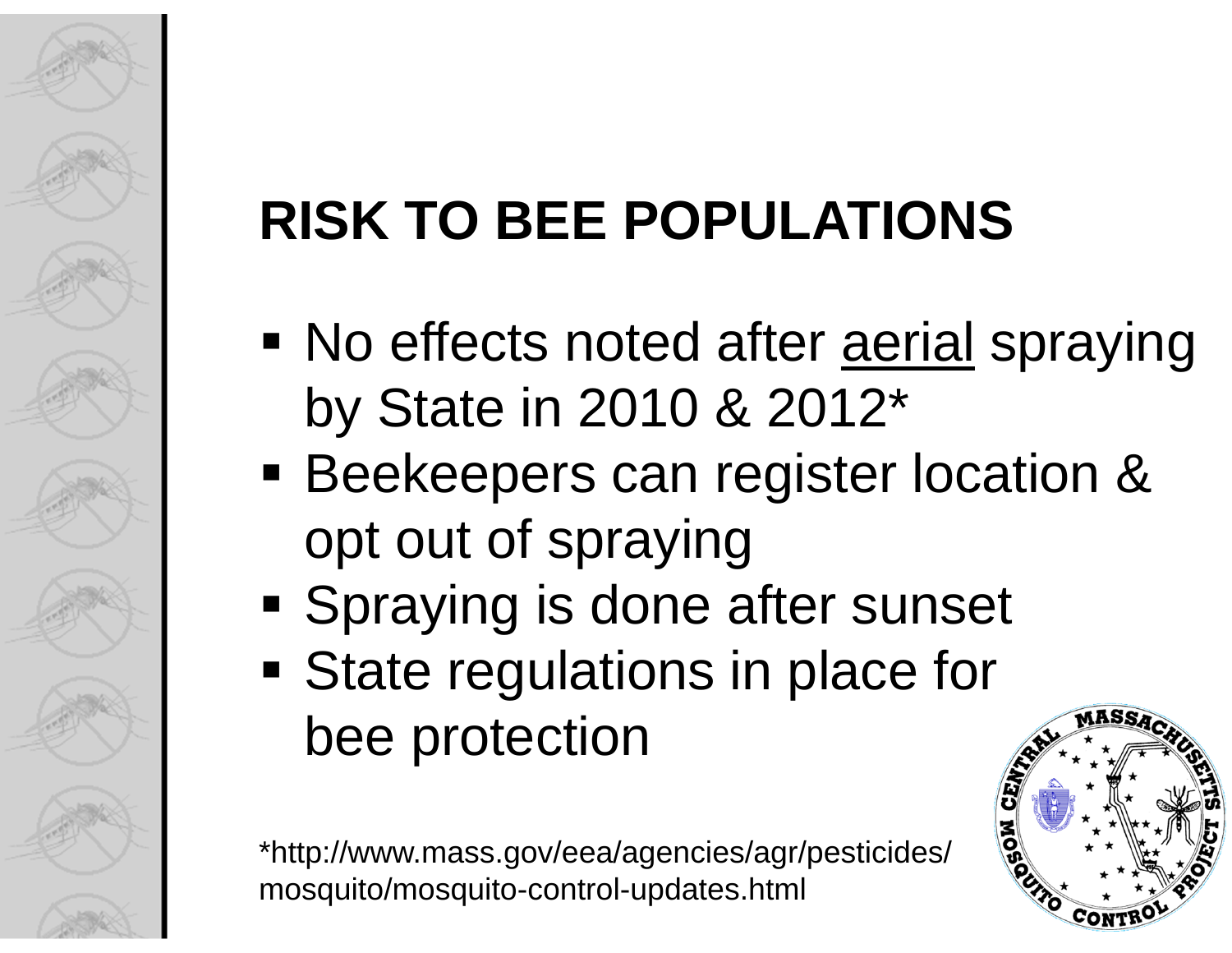# RISK TO BEE POPULATIONS

- No effects noted after <u>aerial</u> spraying by State in 2010 & 2012*
- Beekeepers can register location & opt out of spraying
- Spraying is done after sunset
- State regulations in place for bee protection

*http://www.mass.gov/eea/agencies/agr/pesticides/mosquito/mosquito-control-updates.html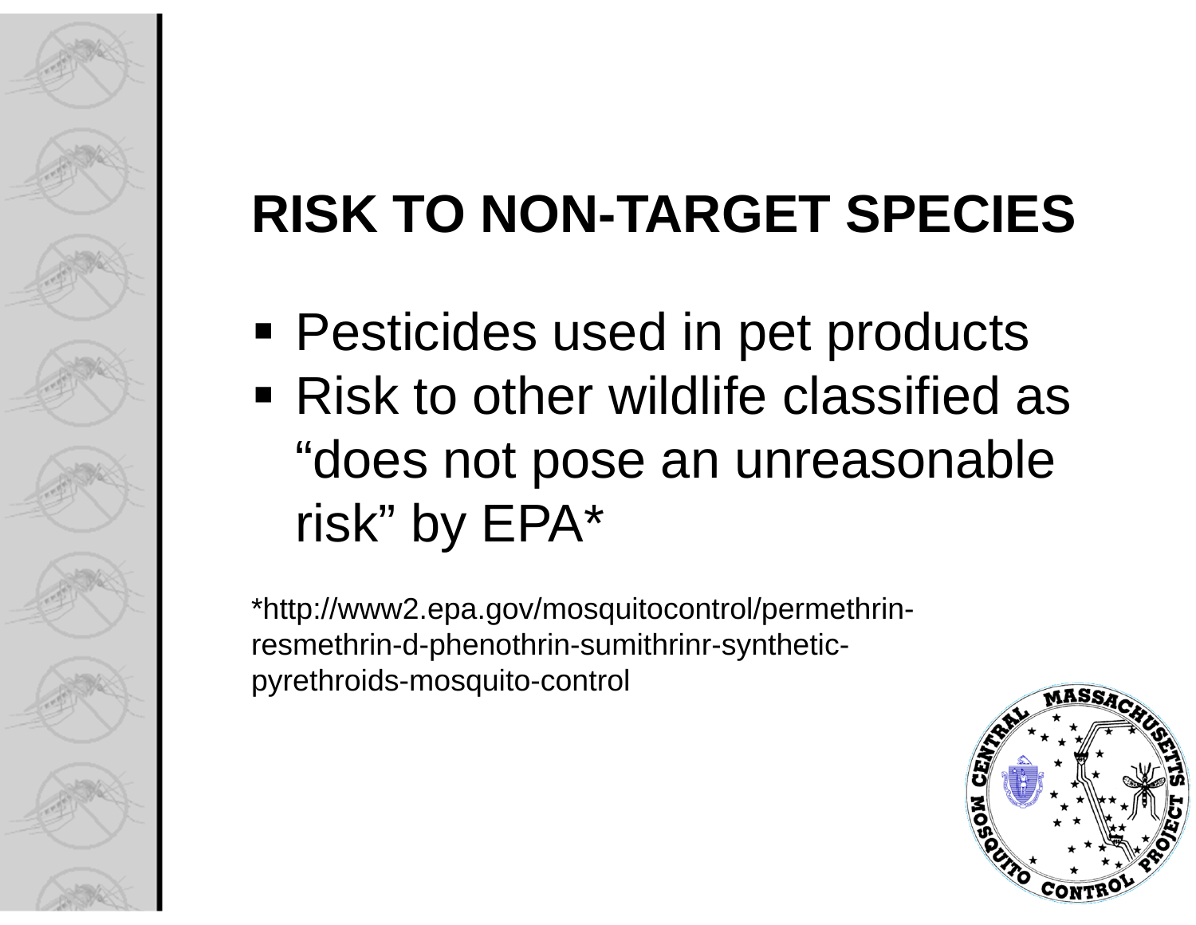# RISK TO NON-TARGET SPECIES

- Pesticides used in pet products
- Risk to other wildlife classified as "does not pose an unreasonable risk" by EPA*

*http://www2.epa.gov/mosquitocontrol/permethrin-resmethrin-d-phenothrin-sumithrinr-synthetic-pyrethroids-mosquito-control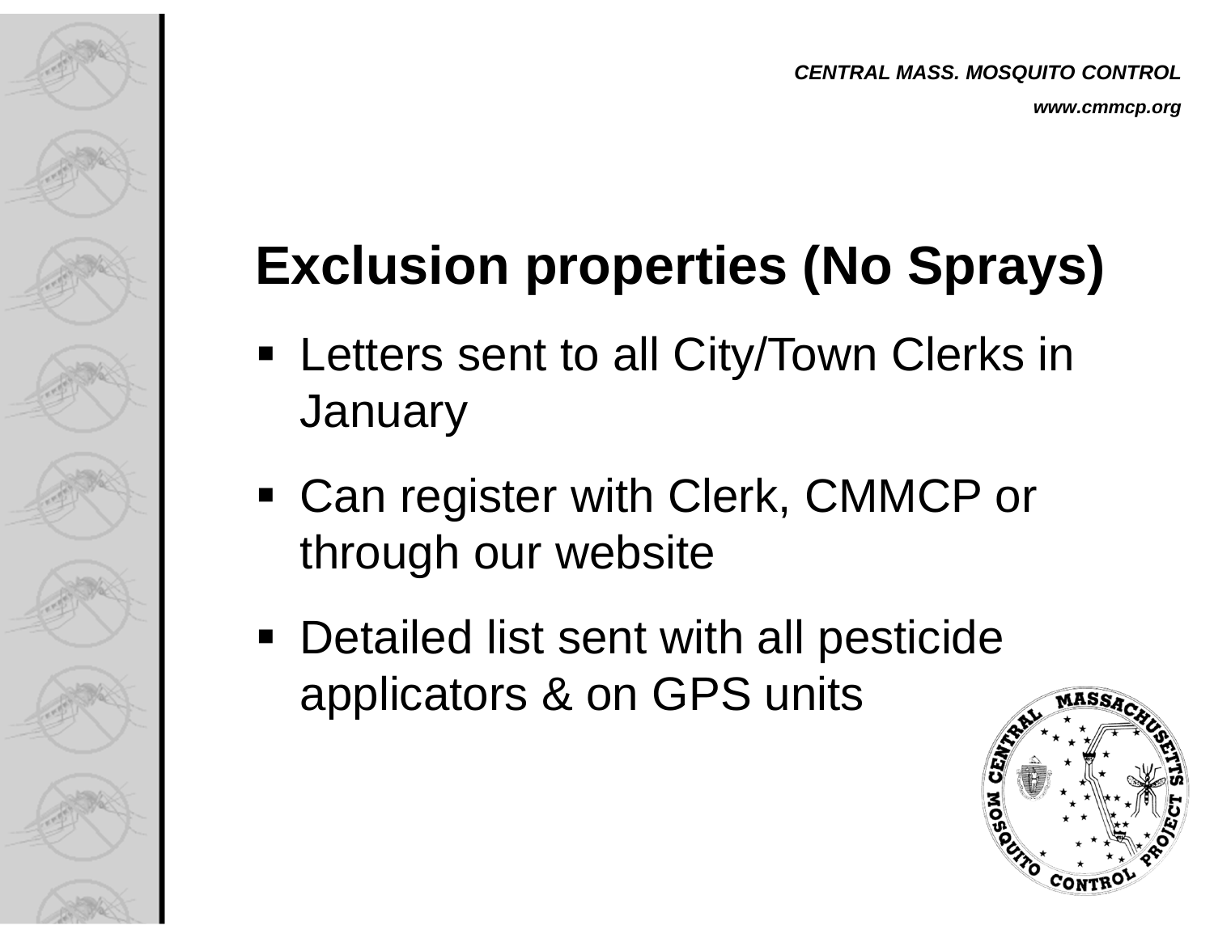# Exclusion properties (No Sprays)

- Letters sent to all City/Town Clerks in January
- Can register with Clerk, CMMCP or through our website
- Detailed list sent with all pesticide applicators & on GPS units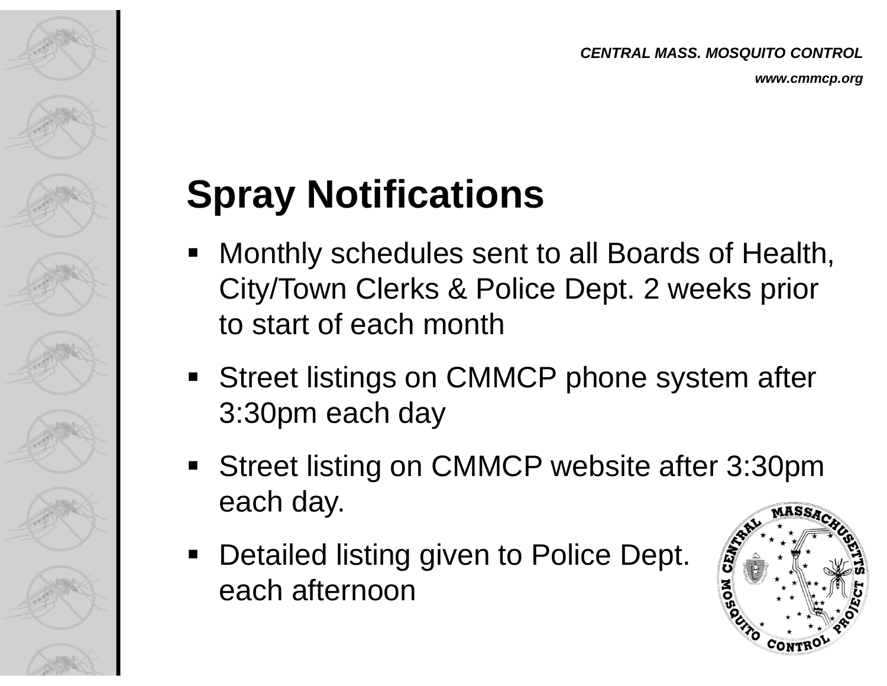## Spray Notifications

- Monthly schedules sent to all Boards of Health, City/Town Clerks & Police Dept. 2 weeks prior to start of each month
- Street listings on CMMCP phone system after 3:30pm each day
- Street listing on CMMCP website after 3:30pm each day.
- Detailed listing given to Police Dept. each afternoon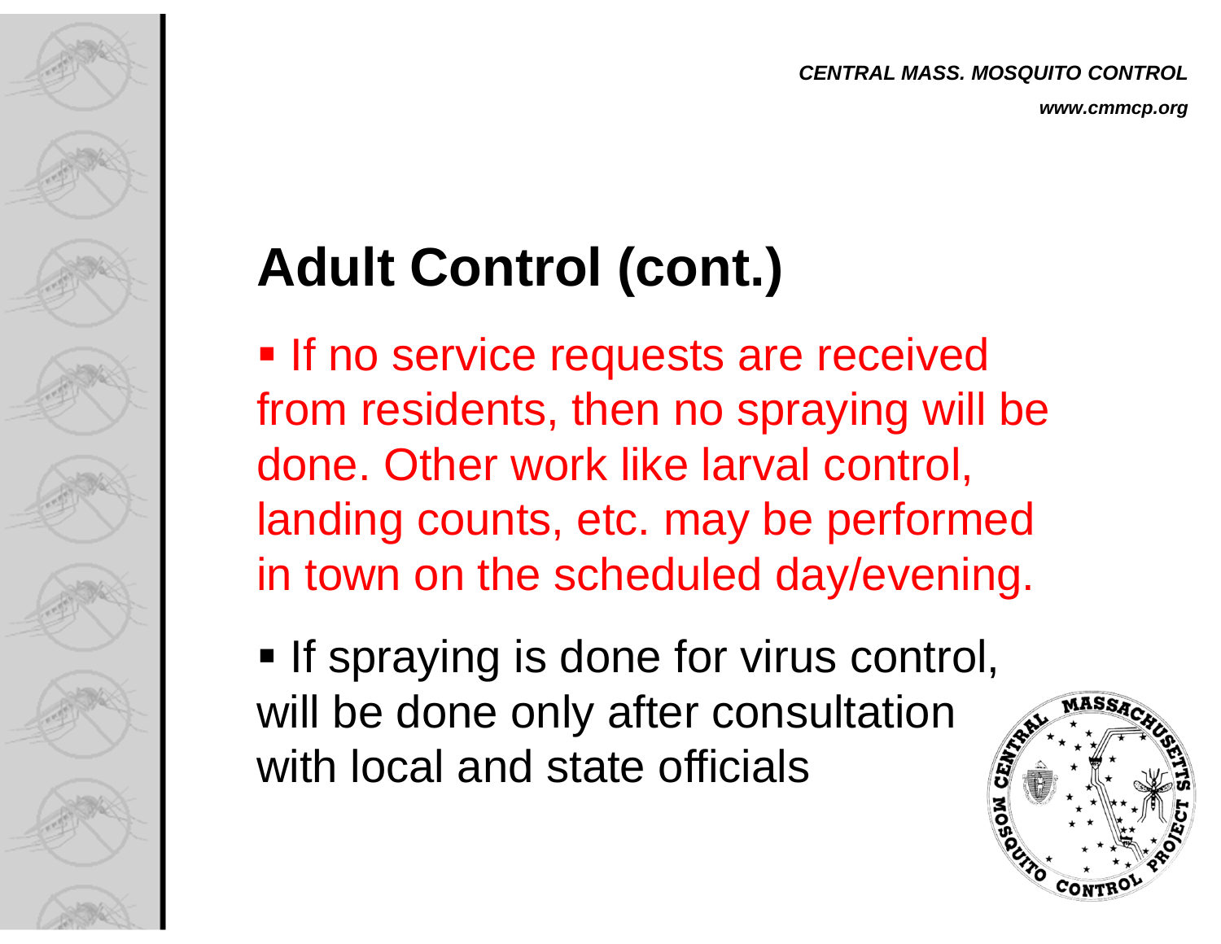# Adult Control (cont.)

- If no service requests are received from residents, then no spraying will be done. Other work like larval control, landing counts, etc. may be performed in town on the scheduled day/evening.
- If spraying is done for virus control, will be done only after consultation with local and state officials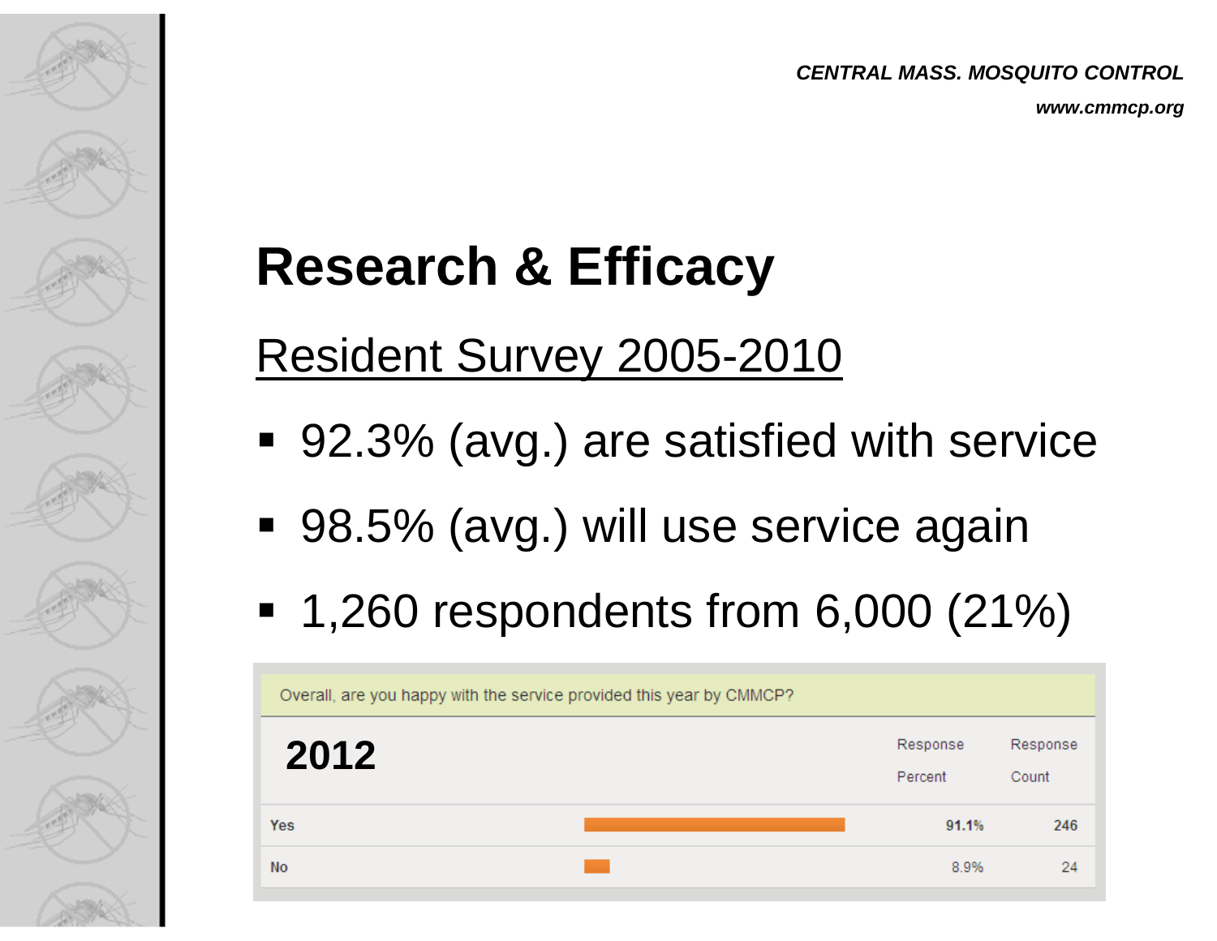# Research & Efficacy

## Resident Survey 2005-2010

- 92.3% (avg.) are satisfied with service
- 98.5% (avg.) will use service again
- 1,260 respondents from 6,000 (21%)

Overall, are you happy with the service provided this year by CMMCP?

**2012**

| | Response Percent | Response Count |
|---|---|---|
| Yes | 91.1% | 246 |
| No | 8.9% | 24 |